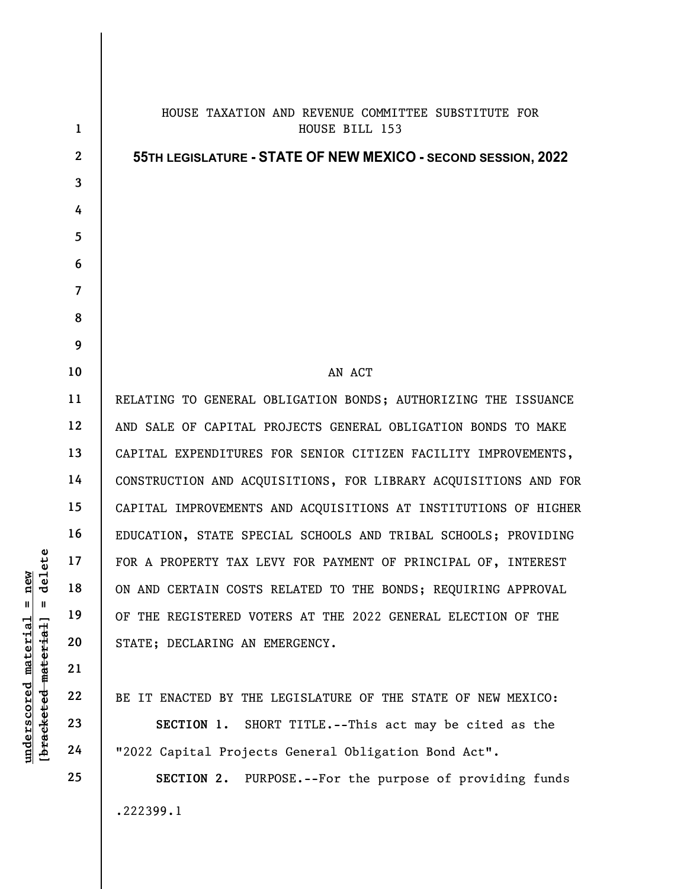HOUSE TAXATION AND REVENUE COMMITTEE SUBSTITUTE FOR
HOUSE BILL 153

**55TH LEGISLATURE - STATE OF NEW MEXICO - SECOND SESSION, 2022**

AN ACT

RELATING TO GENERAL OBLIGATION BONDS; AUTHORIZING THE ISSUANCE AND SALE OF CAPITAL PROJECTS GENERAL OBLIGATION BONDS TO MAKE CAPITAL EXPENDITURES FOR SENIOR CITIZEN FACILITY IMPROVEMENTS, CONSTRUCTION AND ACQUISITIONS, FOR LIBRARY ACQUISITIONS AND FOR CAPITAL IMPROVEMENTS AND ACQUISITIONS AT INSTITUTIONS OF HIGHER EDUCATION, STATE SPECIAL SCHOOLS AND TRIBAL SCHOOLS; PROVIDING FOR A PROPERTY TAX LEVY FOR PAYMENT OF PRINCIPAL OF, INTEREST ON AND CERTAIN COSTS RELATED TO THE BONDS; REQUIRING APPROVAL OF THE REGISTERED VOTERS AT THE 2022 GENERAL ELECTION OF THE STATE; DECLARING AN EMERGENCY.

BE IT ENACTED BY THE LEGISLATURE OF THE STATE OF NEW MEXICO:

**SECTION 1.** SHORT TITLE.--This act may be cited as the "2022 Capital Projects General Obligation Bond Act".

**SECTION 2.** PURPOSE.--For the purpose of providing funds

.222399.1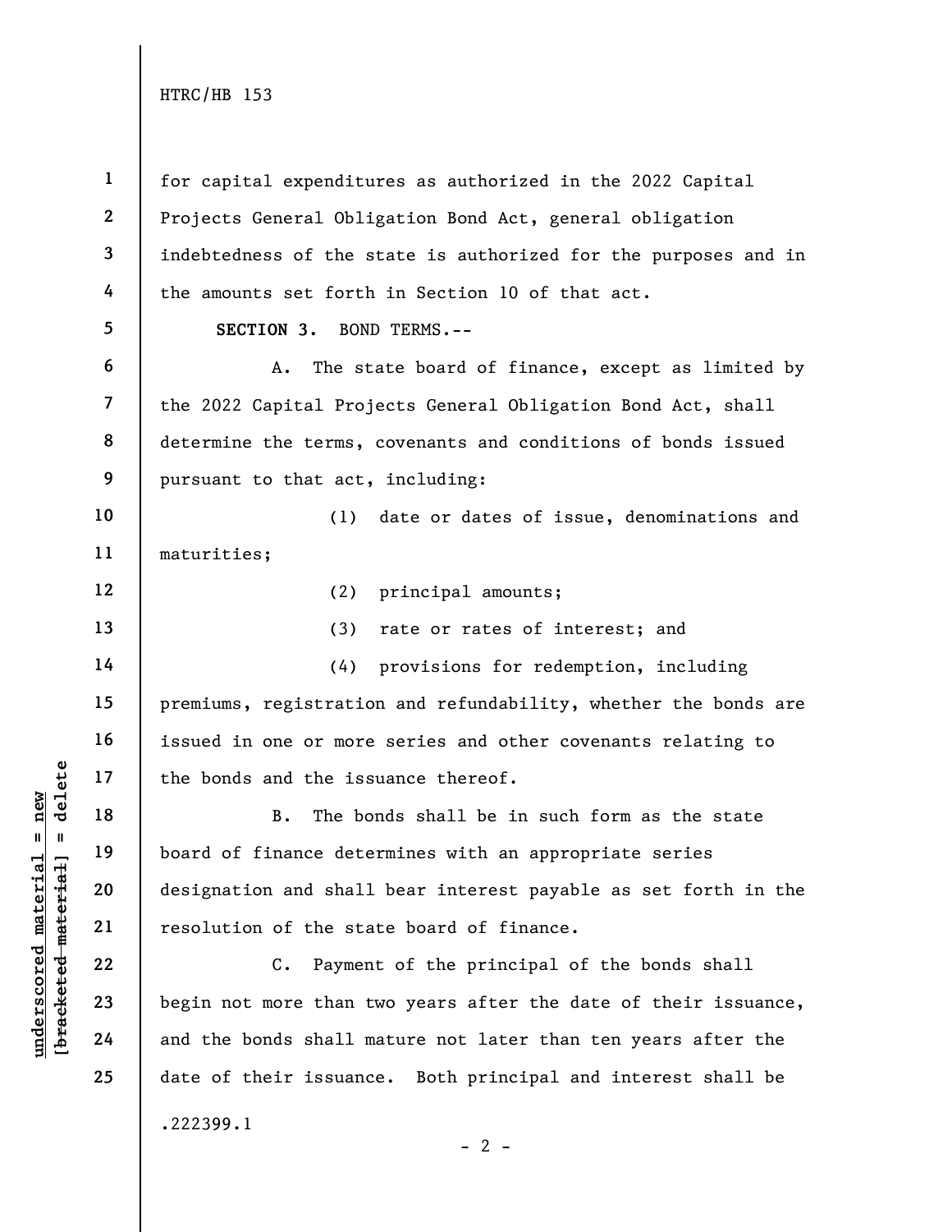for capital expenditures as authorized in the 2022 Capital Projects General Obligation Bond Act, general obligation indebtedness of the state is authorized for the purposes and in the amounts set forth in Section 10 of that act.

**SECTION 3.** BOND TERMS.--

A. The state board of finance, except as limited by the 2022 Capital Projects General Obligation Bond Act, shall determine the terms, covenants and conditions of bonds issued pursuant to that act, including:

(1) date or dates of issue, denominations and maturities;

(2) principal amounts;

(3) rate or rates of interest; and

(4) provisions for redemption, including premiums, registration and refundability, whether the bonds are issued in one or more series and other covenants relating to the bonds and the issuance thereof.

B. The bonds shall be in such form as the state board of finance determines with an appropriate series designation and shall bear interest payable as set forth in the resolution of the state board of finance.

C. Payment of the principal of the bonds shall begin not more than two years after the date of their issuance, and the bonds shall mature not later than ten years after the date of their issuance. Both principal and interest shall be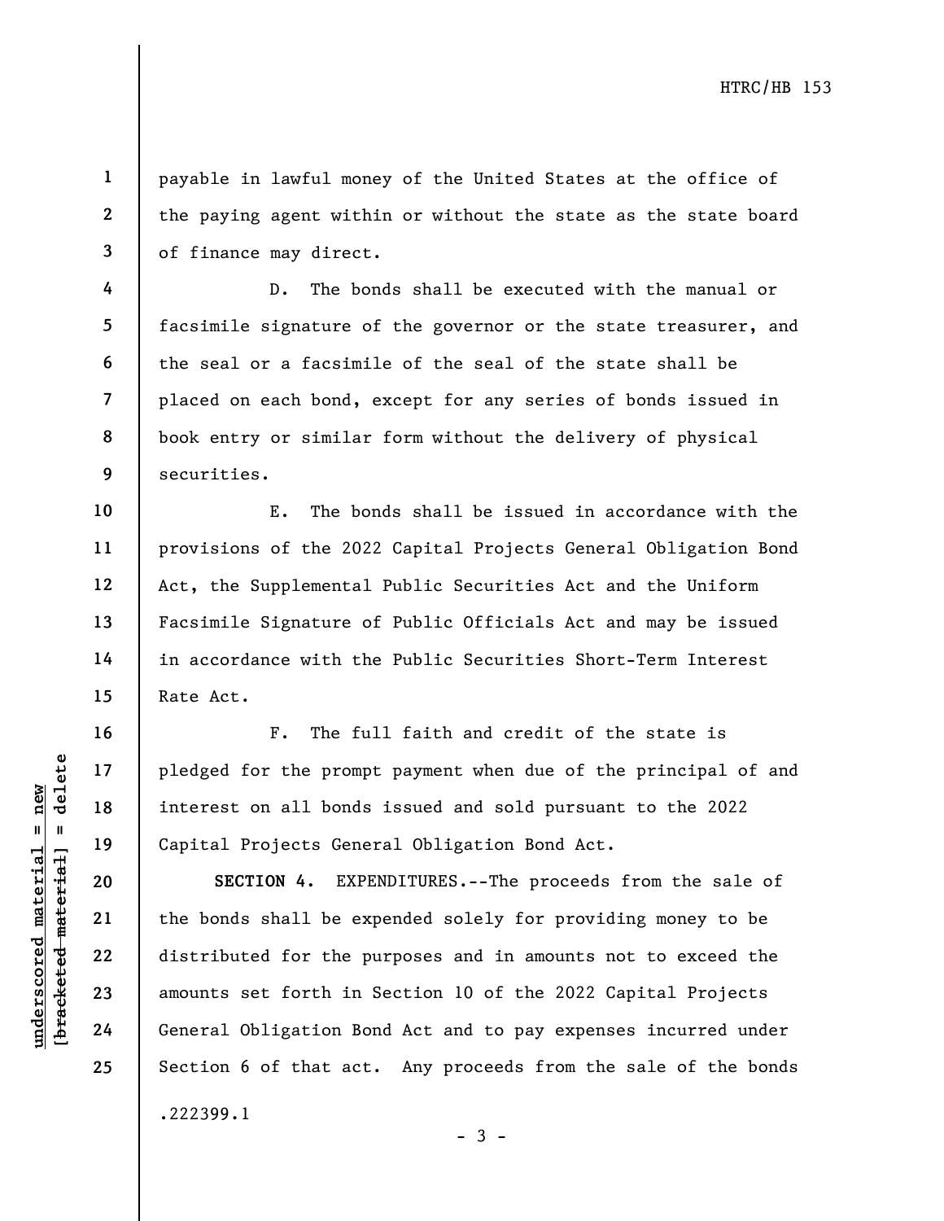payable in lawful money of the United States at the office of the paying agent within or without the state as the state board of finance may direct.

D. The bonds shall be executed with the manual or facsimile signature of the governor or the state treasurer, and the seal or a facsimile of the seal of the state shall be placed on each bond, except for any series of bonds issued in book entry or similar form without the delivery of physical securities.

E. The bonds shall be issued in accordance with the provisions of the 2022 Capital Projects General Obligation Bond Act, the Supplemental Public Securities Act and the Uniform Facsimile Signature of Public Officials Act and may be issued in accordance with the Public Securities Short-Term Interest Rate Act.

F. The full faith and credit of the state is pledged for the prompt payment when due of the principal of and interest on all bonds issued and sold pursuant to the 2022 Capital Projects General Obligation Bond Act.

**SECTION 4.** EXPENDITURES.--The proceeds from the sale of the bonds shall be expended solely for providing money to be distributed for the purposes and in amounts not to exceed the amounts set forth in Section 10 of the 2022 Capital Projects General Obligation Bond Act and to pay expenses incurred under Section 6 of that act. Any proceeds from the sale of the bonds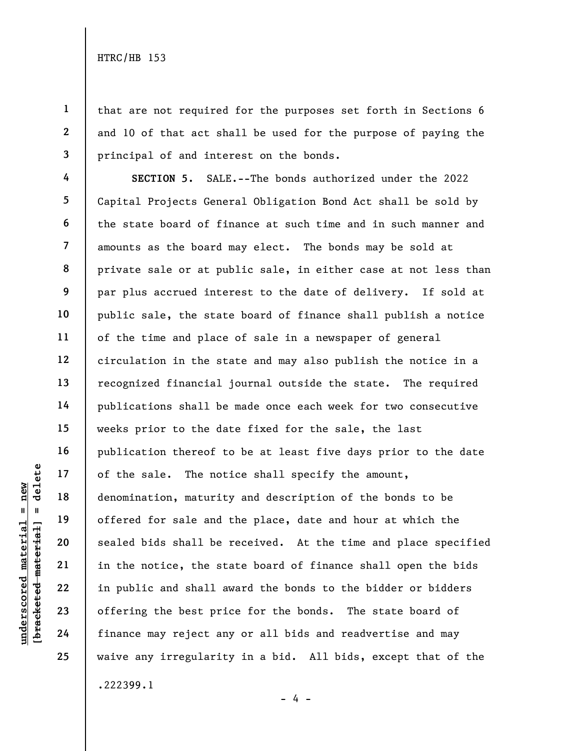that are not required for the purposes set forth in Sections 6 and 10 of that act shall be used for the purpose of paying the principal of and interest on the bonds.

**SECTION 5.** SALE.--The bonds authorized under the 2022 Capital Projects General Obligation Bond Act shall be sold by the state board of finance at such time and in such manner and amounts as the board may elect. The bonds may be sold at private sale or at public sale, in either case at not less than par plus accrued interest to the date of delivery. If sold at public sale, the state board of finance shall publish a notice of the time and place of sale in a newspaper of general circulation in the state and may also publish the notice in a recognized financial journal outside the state. The required publications shall be made once each week for two consecutive weeks prior to the date fixed for the sale, the last publication thereof to be at least five days prior to the date of the sale. The notice shall specify the amount, denomination, maturity and description of the bonds to be offered for sale and the place, date and hour at which the sealed bids shall be received. At the time and place specified in the notice, the state board of finance shall open the bids in public and shall award the bonds to the bidder or bidders offering the best price for the bonds. The state board of finance may reject any or all bids and readvertise and may waive any irregularity in a bid. All bids, except that of the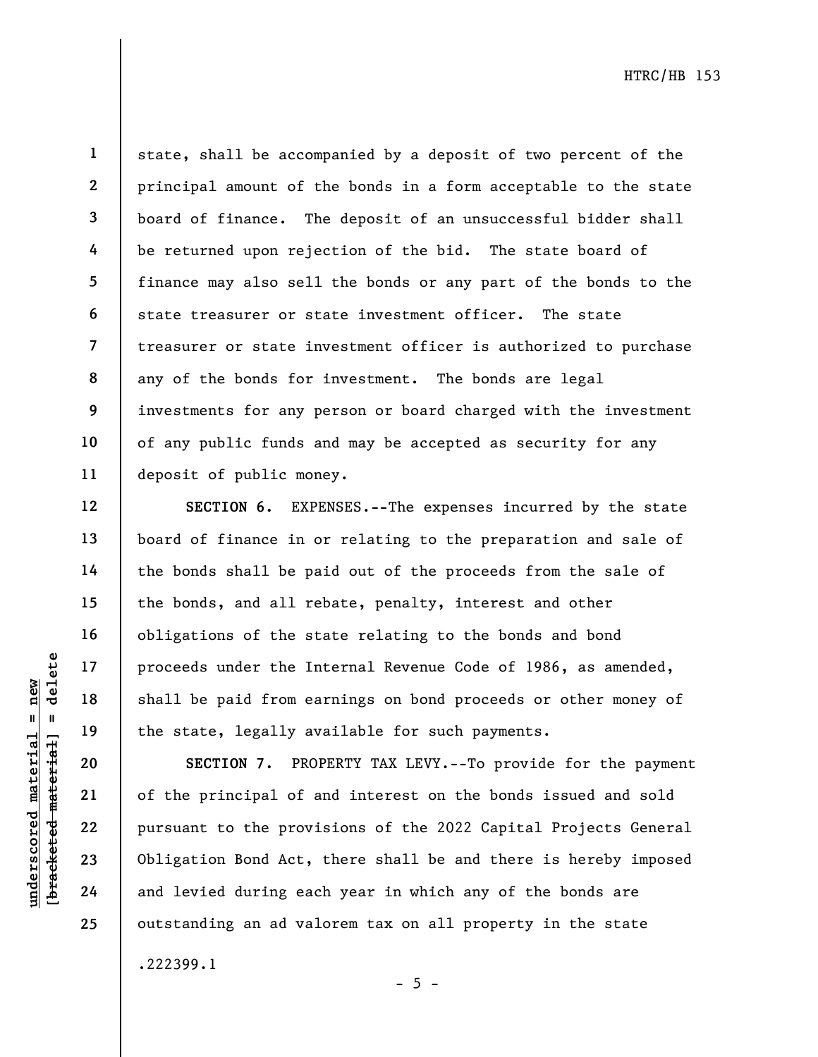state, shall be accompanied by a deposit of two percent of the principal amount of the bonds in a form acceptable to the state board of finance. The deposit of an unsuccessful bidder shall be returned upon rejection of the bid. The state board of finance may also sell the bonds or any part of the bonds to the state treasurer or state investment officer. The state treasurer or state investment officer is authorized to purchase any of the bonds for investment. The bonds are legal investments for any person or board charged with the investment of any public funds and may be accepted as security for any deposit of public money.

**SECTION 6.** EXPENSES.--The expenses incurred by the state board of finance in or relating to the preparation and sale of the bonds shall be paid out of the proceeds from the sale of the bonds, and all rebate, penalty, interest and other obligations of the state relating to the bonds and bond proceeds under the Internal Revenue Code of 1986, as amended, shall be paid from earnings on bond proceeds or other money of the state, legally available for such payments.

**SECTION 7.** PROPERTY TAX LEVY.--To provide for the payment of the principal of and interest on the bonds issued and sold pursuant to the provisions of the 2022 Capital Projects General Obligation Bond Act, there shall be and there is hereby imposed and levied during each year in which any of the bonds are outstanding an ad valorem tax on all property in the state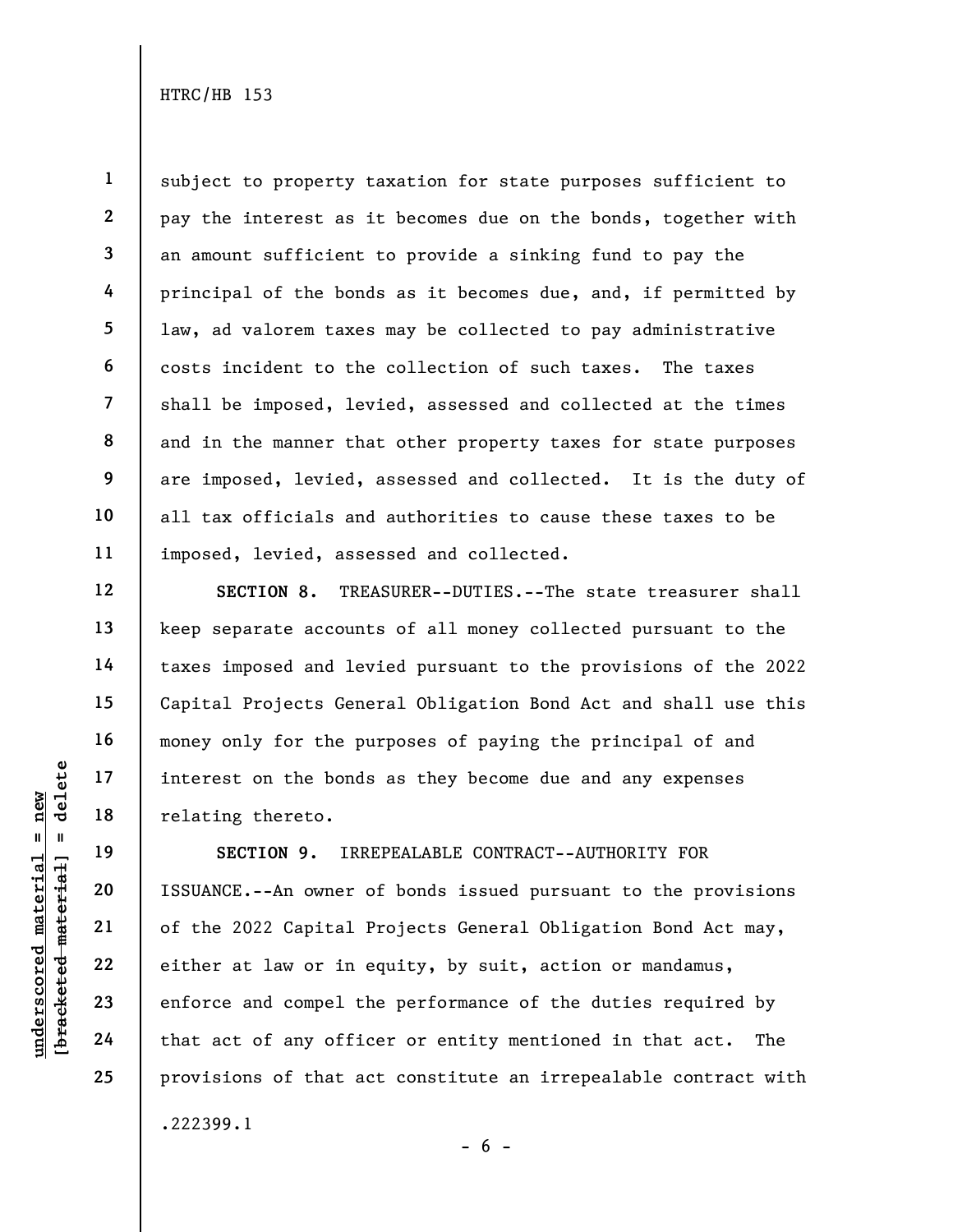subject to property taxation for state purposes sufficient to pay the interest as it becomes due on the bonds, together with an amount sufficient to provide a sinking fund to pay the principal of the bonds as it becomes due, and, if permitted by law, ad valorem taxes may be collected to pay administrative costs incident to the collection of such taxes. The taxes shall be imposed, levied, assessed and collected at the times and in the manner that other property taxes for state purposes are imposed, levied, assessed and collected. It is the duty of all tax officials and authorities to cause these taxes to be imposed, levied, assessed and collected.

**SECTION 8.** TREASURER--DUTIES.--The state treasurer shall keep separate accounts of all money collected pursuant to the taxes imposed and levied pursuant to the provisions of the 2022 Capital Projects General Obligation Bond Act and shall use this money only for the purposes of paying the principal of and interest on the bonds as they become due and any expenses relating thereto.

**SECTION 9.** IRREPEALABLE CONTRACT--AUTHORITY FOR ISSUANCE.--An owner of bonds issued pursuant to the provisions of the 2022 Capital Projects General Obligation Bond Act may, either at law or in equity, by suit, action or mandamus, enforce and compel the performance of the duties required by that act of any officer or entity mentioned in that act. The provisions of that act constitute an irrepealable contract with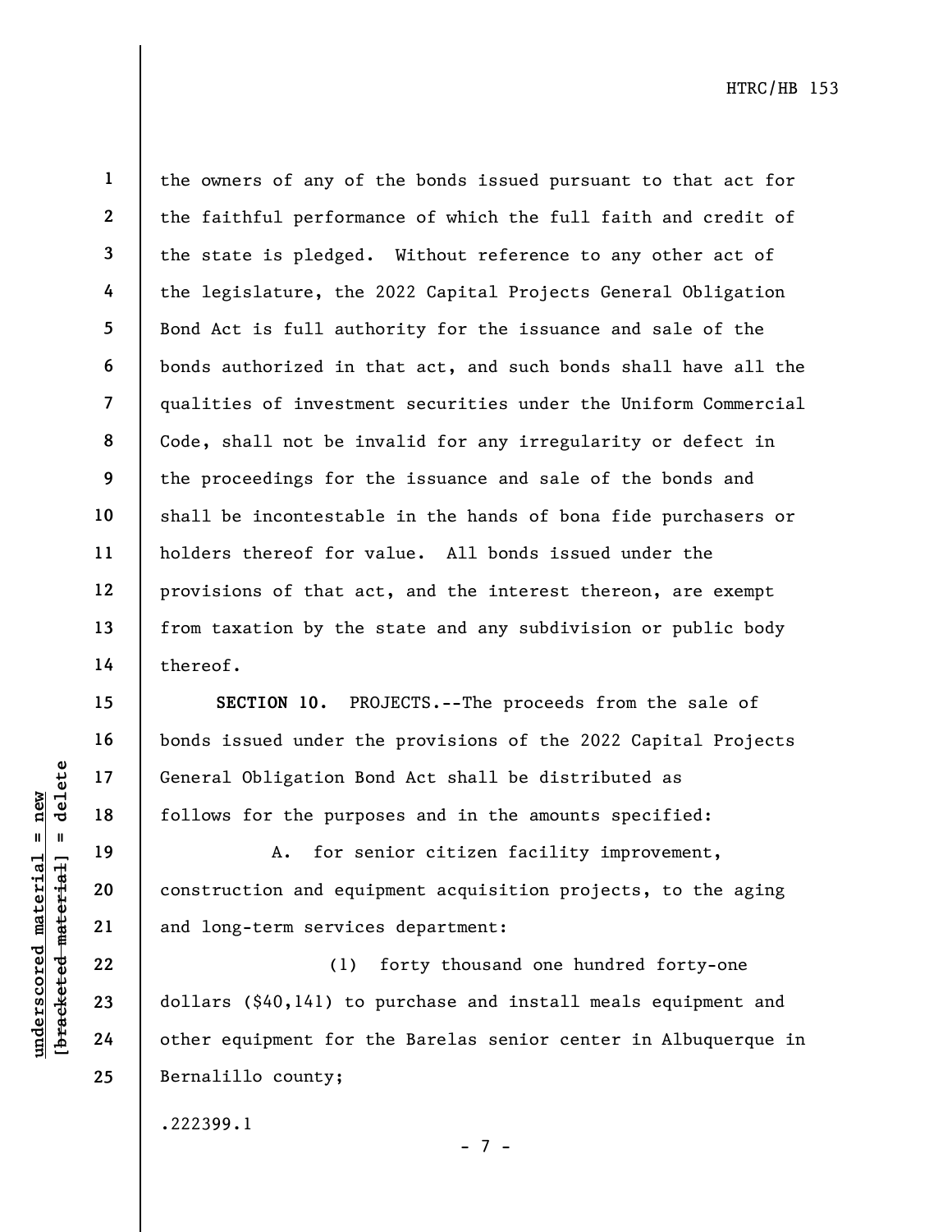the owners of any of the bonds issued pursuant to that act for the faithful performance of which the full faith and credit of the state is pledged. Without reference to any other act of the legislature, the 2022 Capital Projects General Obligation Bond Act is full authority for the issuance and sale of the bonds authorized in that act, and such bonds shall have all the qualities of investment securities under the Uniform Commercial Code, shall not be invalid for any irregularity or defect in the proceedings for the issuance and sale of the bonds and shall be incontestable in the hands of bona fide purchasers or holders thereof for value. All bonds issued under the provisions of that act, and the interest thereon, are exempt from taxation by the state and any subdivision or public body thereof.

**SECTION 10.** PROJECTS.--The proceeds from the sale of bonds issued under the provisions of the 2022 Capital Projects General Obligation Bond Act shall be distributed as follows for the purposes and in the amounts specified:

A. for senior citizen facility improvement, construction and equipment acquisition projects, to the aging and long-term services department:

(1) forty thousand one hundred forty-one dollars ($40,141) to purchase and install meals equipment and other equipment for the Barelas senior center in Albuquerque in Bernalillo county;

.222399.1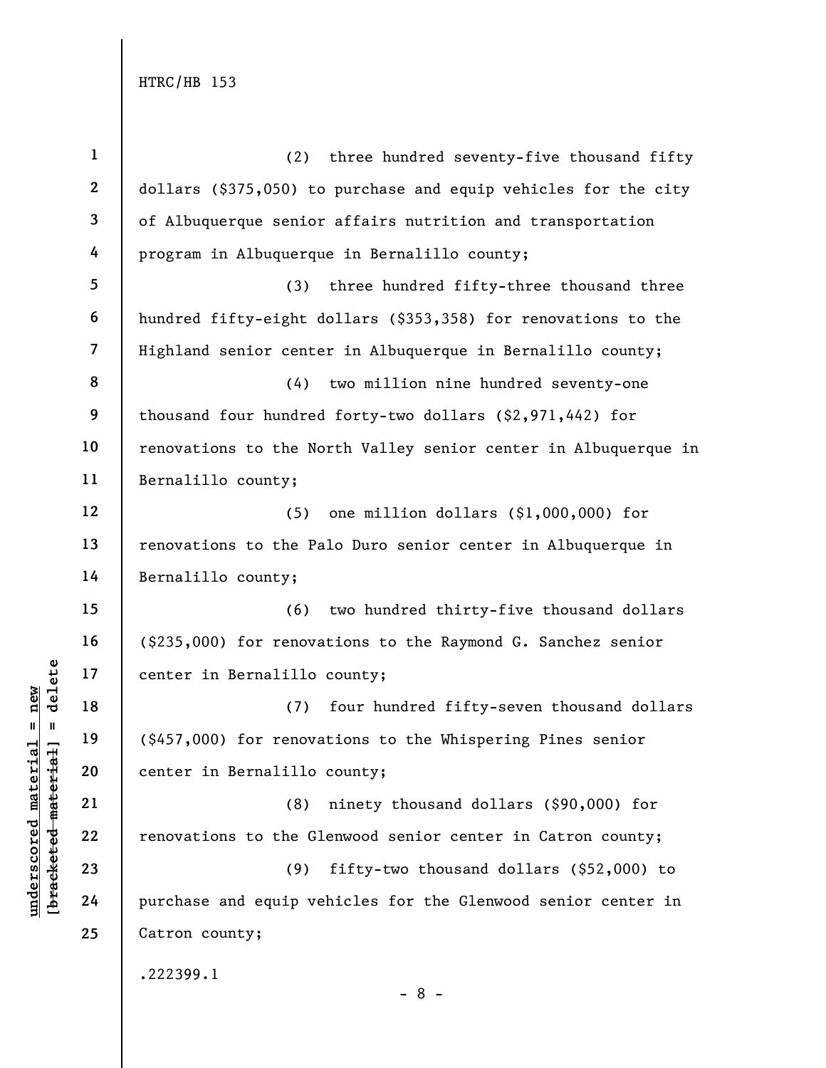(2) three hundred seventy-five thousand fifty dollars ($375,050) to purchase and equip vehicles for the city of Albuquerque senior affairs nutrition and transportation program in Albuquerque in Bernalillo county;

(3) three hundred fifty-three thousand three hundred fifty-eight dollars ($353,358) for renovations to the Highland senior center in Albuquerque in Bernalillo county;

(4) two million nine hundred seventy-one thousand four hundred forty-two dollars ($2,971,442) for renovations to the North Valley senior center in Albuquerque in Bernalillo county;

(5) one million dollars ($1,000,000) for renovations to the Palo Duro senior center in Albuquerque in Bernalillo county;

(6) two hundred thirty-five thousand dollars ($235,000) for renovations to the Raymond G. Sanchez senior center in Bernalillo county;

(7) four hundred fifty-seven thousand dollars ($457,000) for renovations to the Whispering Pines senior center in Bernalillo county;

(8) ninety thousand dollars ($90,000) for renovations to the Glenwood senior center in Catron county;

(9) fifty-two thousand dollars ($52,000) to purchase and equip vehicles for the Glenwood senior center in Catron county;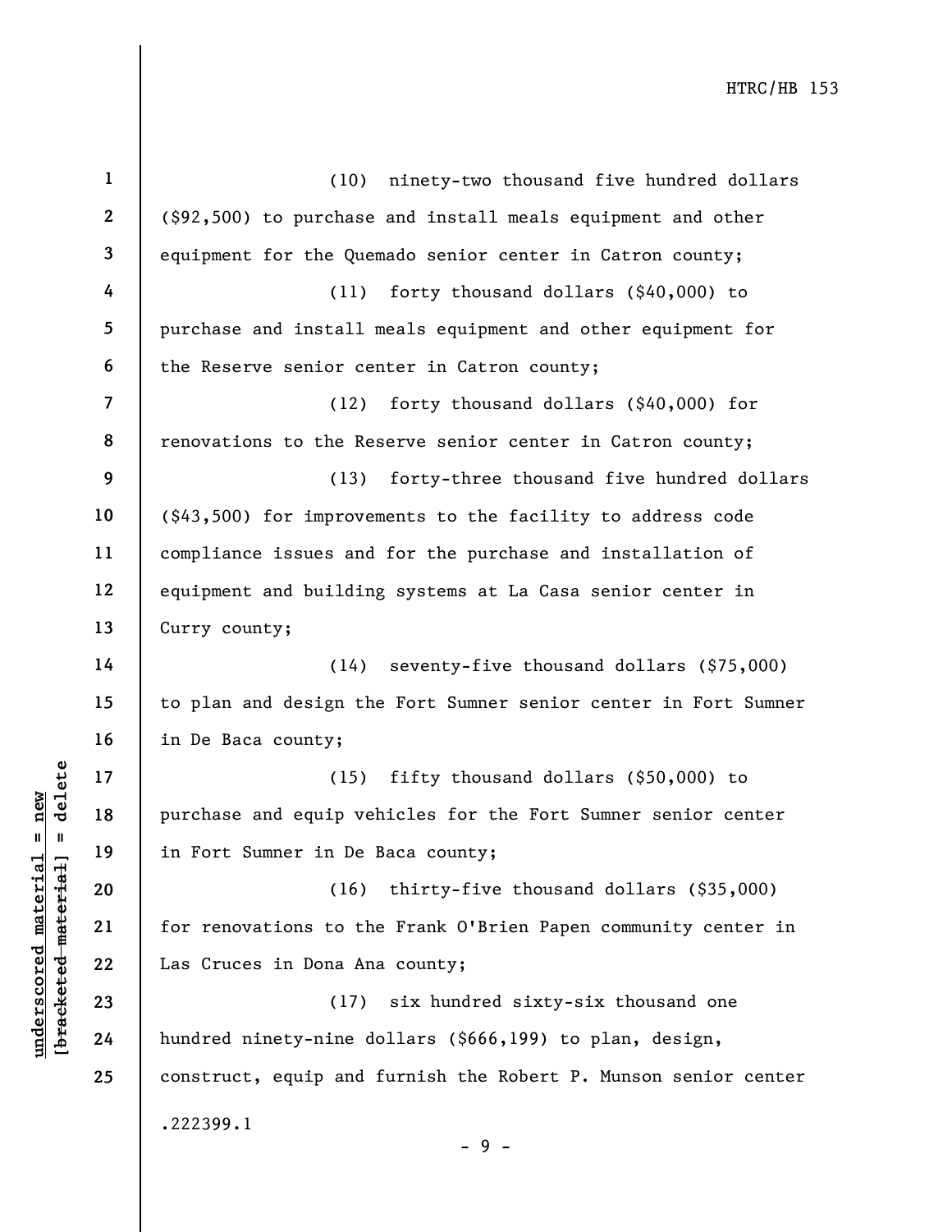(10) ninety-two thousand five hundred dollars ($92,500) to purchase and install meals equipment and other equipment for the Quemado senior center in Catron county;

(11) forty thousand dollars ($40,000) to purchase and install meals equipment and other equipment for the Reserve senior center in Catron county;

(12) forty thousand dollars ($40,000) for renovations to the Reserve senior center in Catron county;

(13) forty-three thousand five hundred dollars ($43,500) for improvements to the facility to address code compliance issues and for the purchase and installation of equipment and building systems at La Casa senior center in Curry county;

(14) seventy-five thousand dollars ($75,000) to plan and design the Fort Sumner senior center in Fort Sumner in De Baca county;

(15) fifty thousand dollars ($50,000) to purchase and equip vehicles for the Fort Sumner senior center in Fort Sumner in De Baca county;

(16) thirty-five thousand dollars ($35,000) for renovations to the Frank O'Brien Papen community center in Las Cruces in Dona Ana county;

(17) six hundred sixty-six thousand one hundred ninety-nine dollars ($666,199) to plan, design, construct, equip and furnish the Robert P. Munson senior center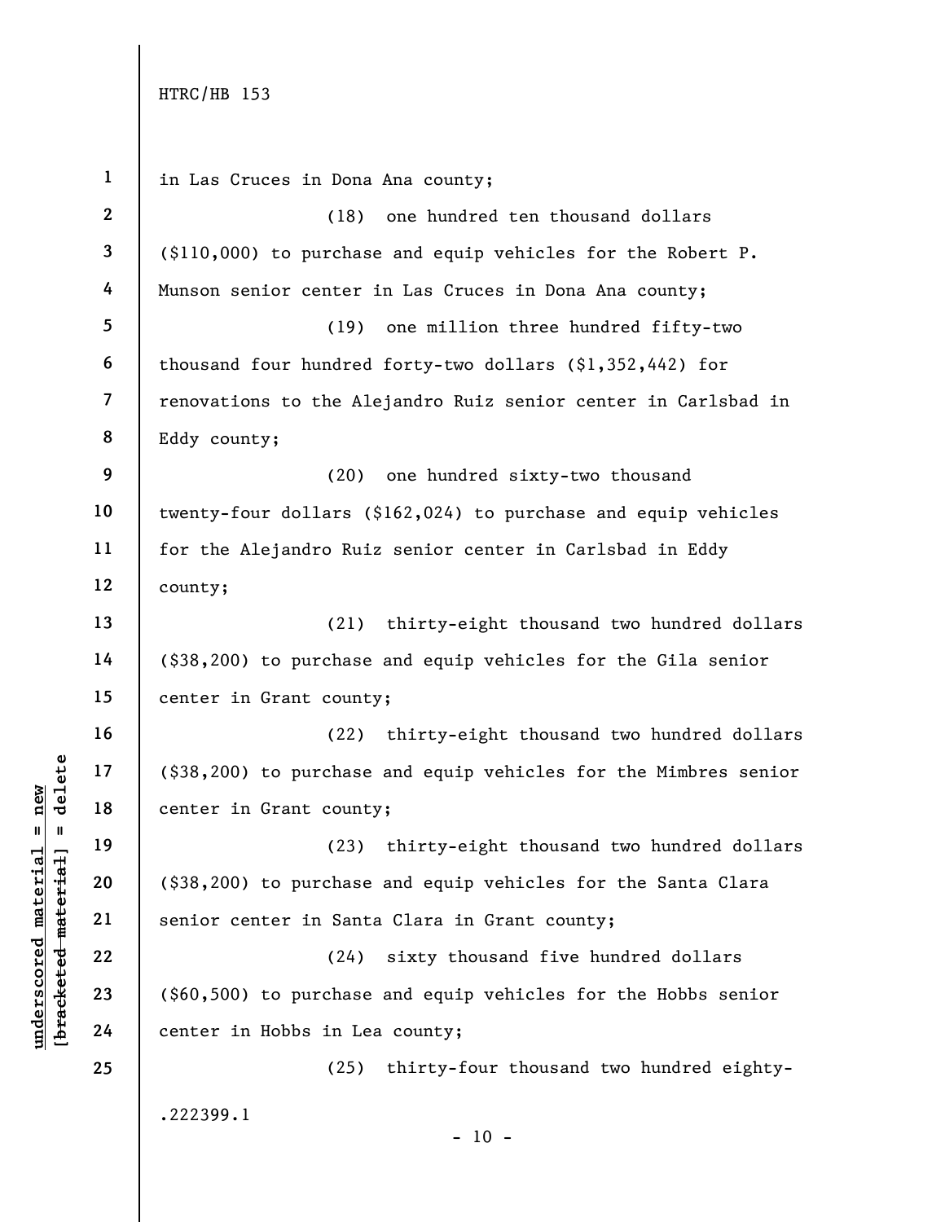in Las Cruces in Dona Ana county;

(18) one hundred ten thousand dollars ($110,000) to purchase and equip vehicles for the Robert P. Munson senior center in Las Cruces in Dona Ana county;

(19) one million three hundred fifty-two thousand four hundred forty-two dollars ($1,352,442) for renovations to the Alejandro Ruiz senior center in Carlsbad in Eddy county;

(20) one hundred sixty-two thousand twenty-four dollars ($162,024) to purchase and equip vehicles for the Alejandro Ruiz senior center in Carlsbad in Eddy county;

(21) thirty-eight thousand two hundred dollars ($38,200) to purchase and equip vehicles for the Gila senior center in Grant county;

(22) thirty-eight thousand two hundred dollars ($38,200) to purchase and equip vehicles for the Mimbres senior center in Grant county;

(23) thirty-eight thousand two hundred dollars ($38,200) to purchase and equip vehicles for the Santa Clara senior center in Santa Clara in Grant county;

(24) sixty thousand five hundred dollars ($60,500) to purchase and equip vehicles for the Hobbs senior center in Hobbs in Lea county;

(25) thirty-four thousand two hundred eighty-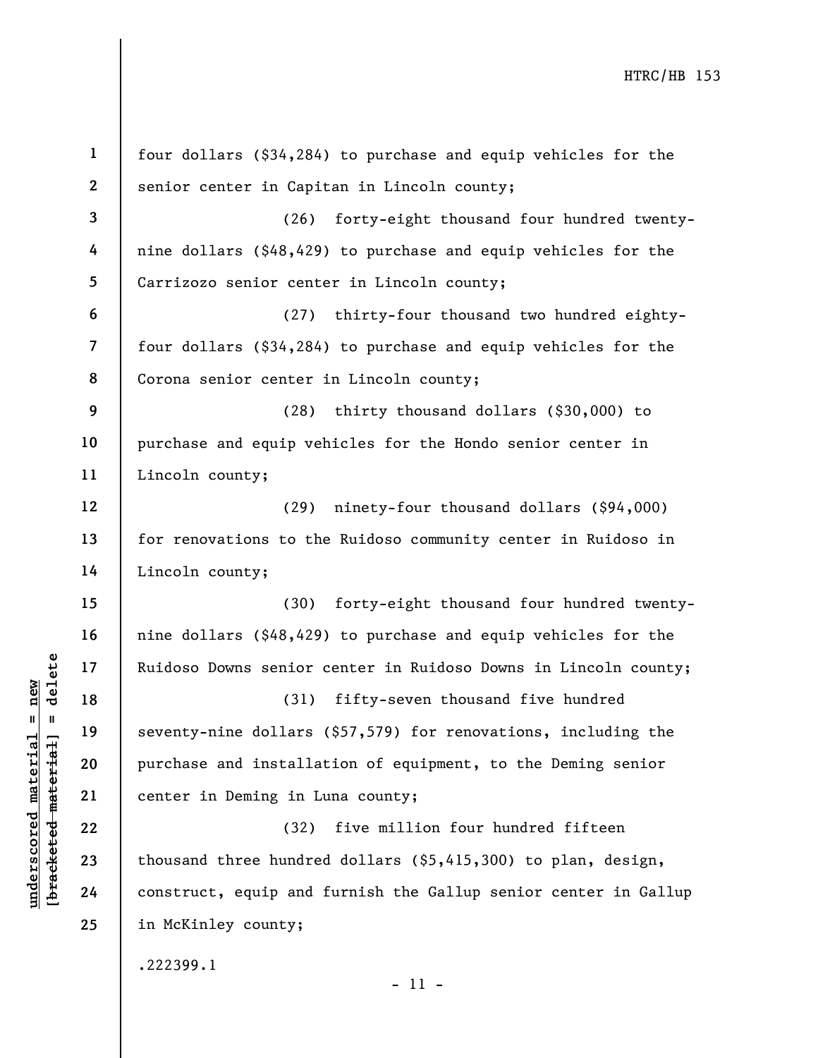four dollars ($34,284) to purchase and equip vehicles for the senior center in Capitan in Lincoln county;

(26) forty-eight thousand four hundred twenty-nine dollars ($48,429) to purchase and equip vehicles for the Carrizozo senior center in Lincoln county;

(27) thirty-four thousand two hundred eighty-four dollars ($34,284) to purchase and equip vehicles for the Corona senior center in Lincoln county;

(28) thirty thousand dollars ($30,000) to purchase and equip vehicles for the Hondo senior center in Lincoln county;

(29) ninety-four thousand dollars ($94,000) for renovations to the Ruidoso community center in Ruidoso in Lincoln county;

(30) forty-eight thousand four hundred twenty-nine dollars ($48,429) to purchase and equip vehicles for the Ruidoso Downs senior center in Ruidoso Downs in Lincoln county;

(31) fifty-seven thousand five hundred seventy-nine dollars ($57,579) for renovations, including the purchase and installation of equipment, to the Deming senior center in Deming in Luna county;

(32) five million four hundred fifteen thousand three hundred dollars ($5,415,300) to plan, design, construct, equip and furnish the Gallup senior center in Gallup in McKinley county;

.222399.1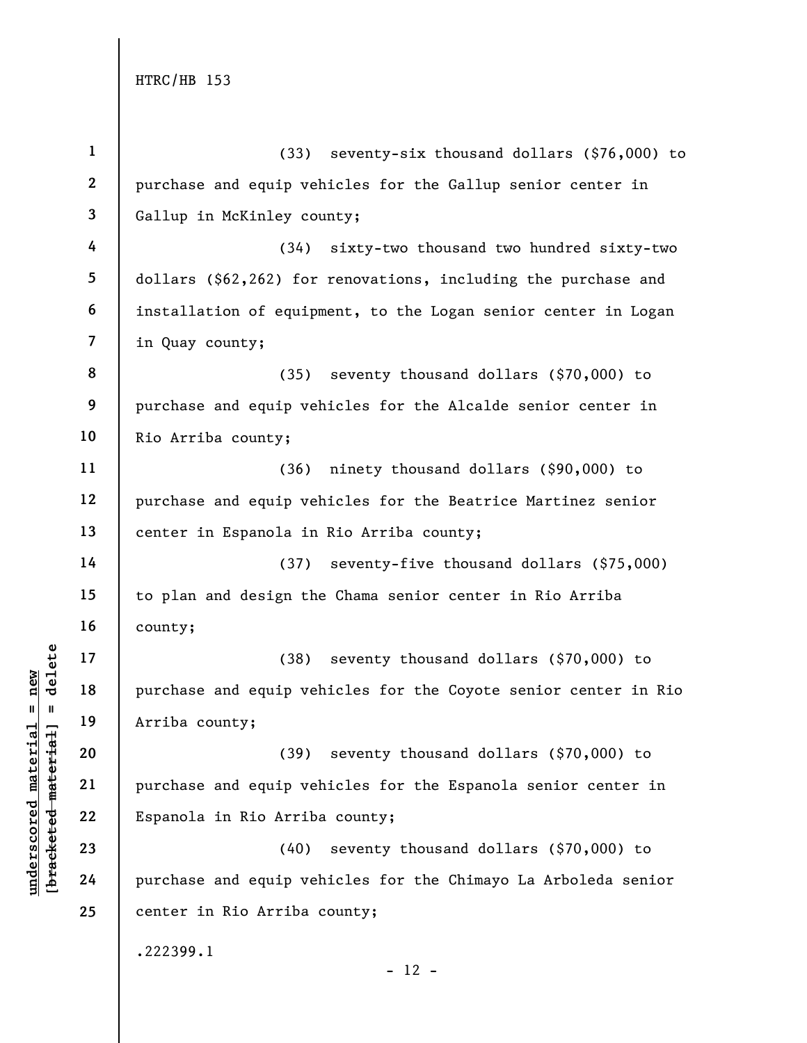(33) seventy-six thousand dollars ($76,000) to purchase and equip vehicles for the Gallup senior center in Gallup in McKinley county;

(34) sixty-two thousand two hundred sixty-two dollars ($62,262) for renovations, including the purchase and installation of equipment, to the Logan senior center in Logan in Quay county;

(35) seventy thousand dollars ($70,000) to purchase and equip vehicles for the Alcalde senior center in Rio Arriba county;

(36) ninety thousand dollars ($90,000) to purchase and equip vehicles for the Beatrice Martinez senior center in Espanola in Rio Arriba county;

(37) seventy-five thousand dollars ($75,000) to plan and design the Chama senior center in Rio Arriba county;

(38) seventy thousand dollars ($70,000) to purchase and equip vehicles for the Coyote senior center in Rio Arriba county;

(39) seventy thousand dollars ($70,000) to purchase and equip vehicles for the Espanola senior center in Espanola in Rio Arriba county;

(40) seventy thousand dollars ($70,000) to purchase and equip vehicles for the Chimayo La Arboleda senior center in Rio Arriba county;

.222399.1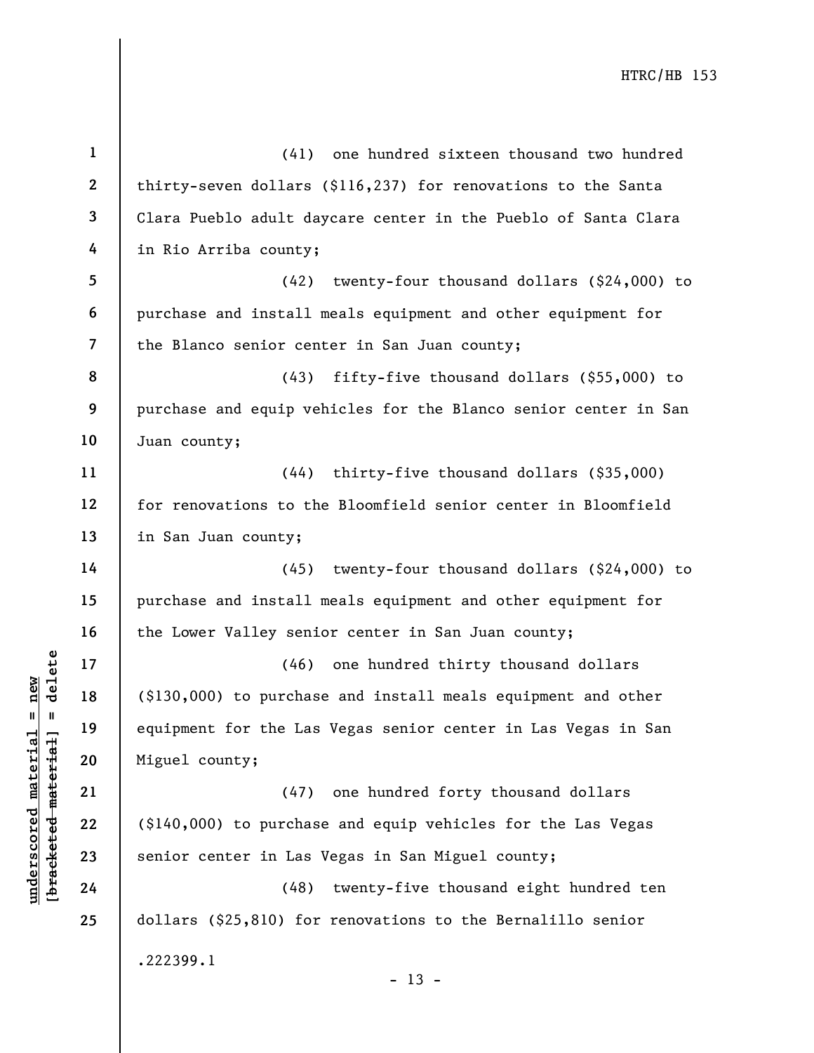(41) one hundred sixteen thousand two hundred thirty-seven dollars ($116,237) for renovations to the Santa Clara Pueblo adult daycare center in the Pueblo of Santa Clara in Rio Arriba county;

(42) twenty-four thousand dollars ($24,000) to purchase and install meals equipment and other equipment for the Blanco senior center in San Juan county;

(43) fifty-five thousand dollars ($55,000) to purchase and equip vehicles for the Blanco senior center in San Juan county;

(44) thirty-five thousand dollars ($35,000) for renovations to the Bloomfield senior center in Bloomfield in San Juan county;

(45) twenty-four thousand dollars ($24,000) to purchase and install meals equipment and other equipment for the Lower Valley senior center in San Juan county;

(46) one hundred thirty thousand dollars ($130,000) to purchase and install meals equipment and other equipment for the Las Vegas senior center in Las Vegas in San Miguel county;

(47) one hundred forty thousand dollars ($140,000) to purchase and equip vehicles for the Las Vegas senior center in Las Vegas in San Miguel county;

(48) twenty-five thousand eight hundred ten dollars ($25,810) for renovations to the Bernalillo senior

.222399.1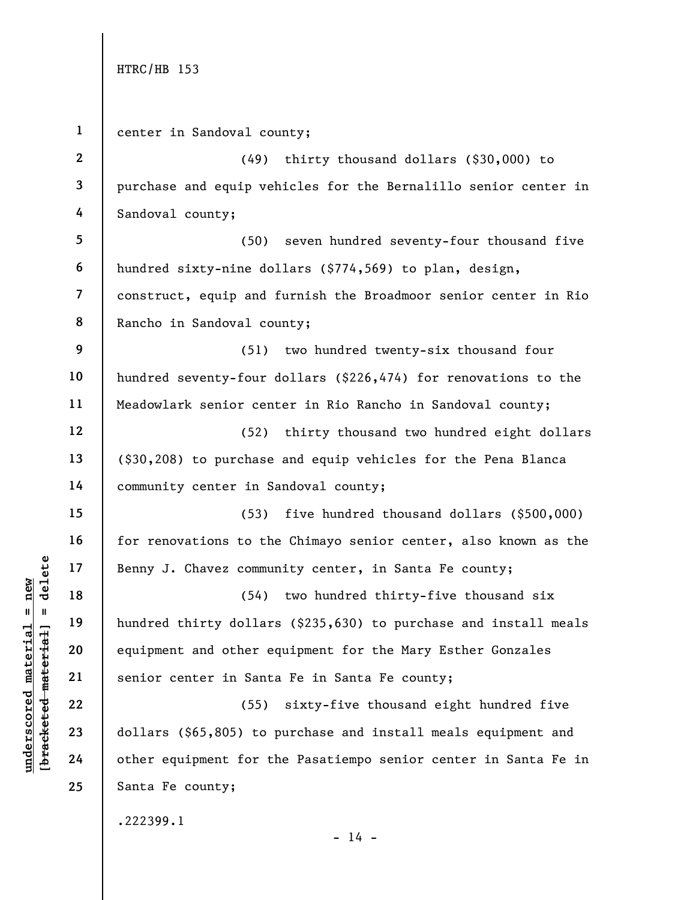center in Sandoval county;

(49) thirty thousand dollars ($30,000) to purchase and equip vehicles for the Bernalillo senior center in Sandoval county;

(50) seven hundred seventy-four thousand five hundred sixty-nine dollars ($774,569) to plan, design, construct, equip and furnish the Broadmoor senior center in Rio Rancho in Sandoval county;

(51) two hundred twenty-six thousand four hundred seventy-four dollars ($226,474) for renovations to the Meadowlark senior center in Rio Rancho in Sandoval county;

(52) thirty thousand two hundred eight dollars ($30,208) to purchase and equip vehicles for the Pena Blanca community center in Sandoval county;

(53) five hundred thousand dollars ($500,000) for renovations to the Chimayo senior center, also known as the Benny J. Chavez community center, in Santa Fe county;

(54) two hundred thirty-five thousand six hundred thirty dollars ($235,630) to purchase and install meals equipment and other equipment for the Mary Esther Gonzales senior center in Santa Fe in Santa Fe county;

(55) sixty-five thousand eight hundred five dollars ($65,805) to purchase and install meals equipment and other equipment for the Pasatiempo senior center in Santa Fe in Santa Fe county;

.222399.1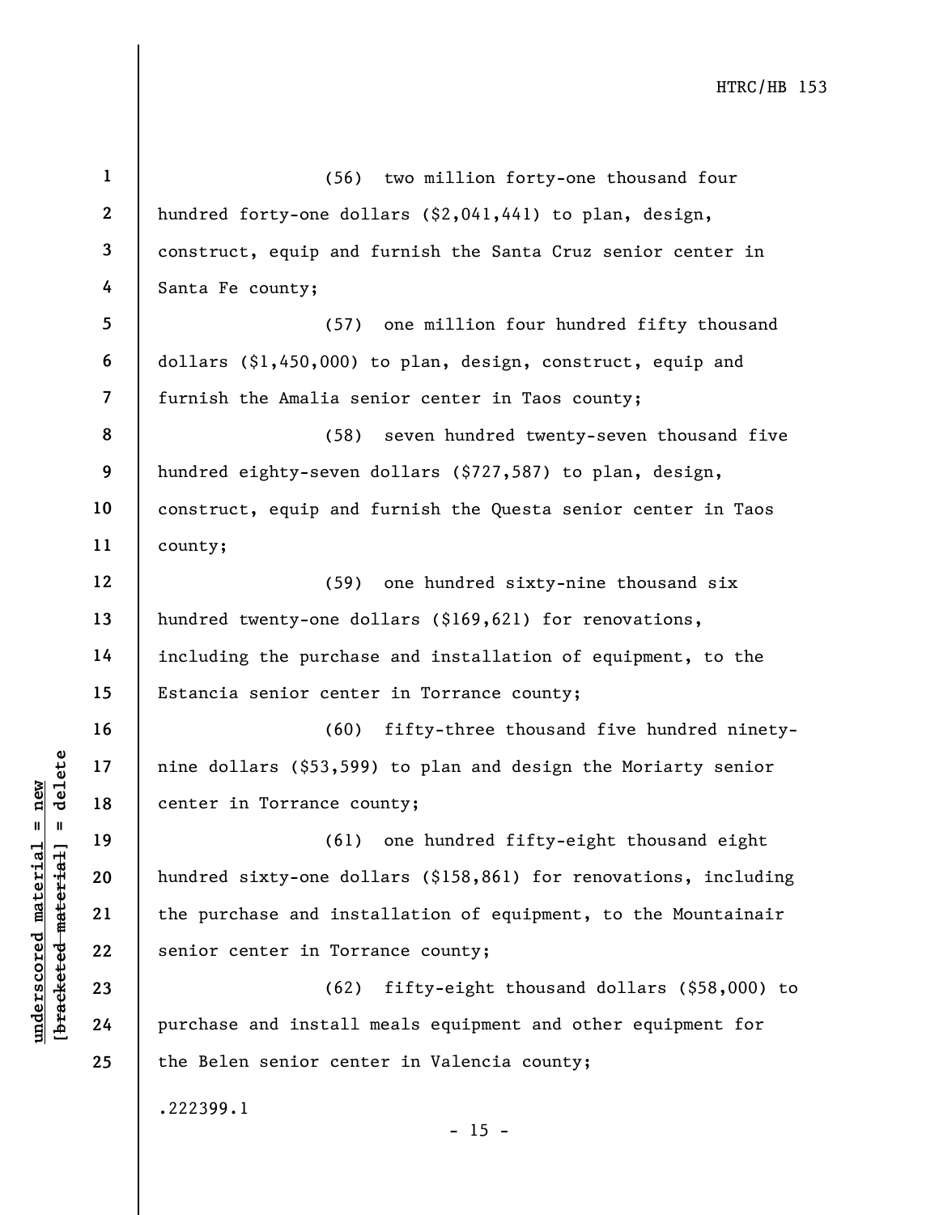(56) two million forty-one thousand four hundred forty-one dollars ($2,041,441) to plan, design, construct, equip and furnish the Santa Cruz senior center in Santa Fe county;

(57) one million four hundred fifty thousand dollars ($1,450,000) to plan, design, construct, equip and furnish the Amalia senior center in Taos county;

(58) seven hundred twenty-seven thousand five hundred eighty-seven dollars ($727,587) to plan, design, construct, equip and furnish the Questa senior center in Taos county;

(59) one hundred sixty-nine thousand six hundred twenty-one dollars ($169,621) for renovations, including the purchase and installation of equipment, to the Estancia senior center in Torrance county;

(60) fifty-three thousand five hundred ninety-nine dollars ($53,599) to plan and design the Moriarty senior center in Torrance county;

(61) one hundred fifty-eight thousand eight hundred sixty-one dollars ($158,861) for renovations, including the purchase and installation of equipment, to the Mountainair senior center in Torrance county;

(62) fifty-eight thousand dollars ($58,000) to purchase and install meals equipment and other equipment for the Belen senior center in Valencia county;

.222399.1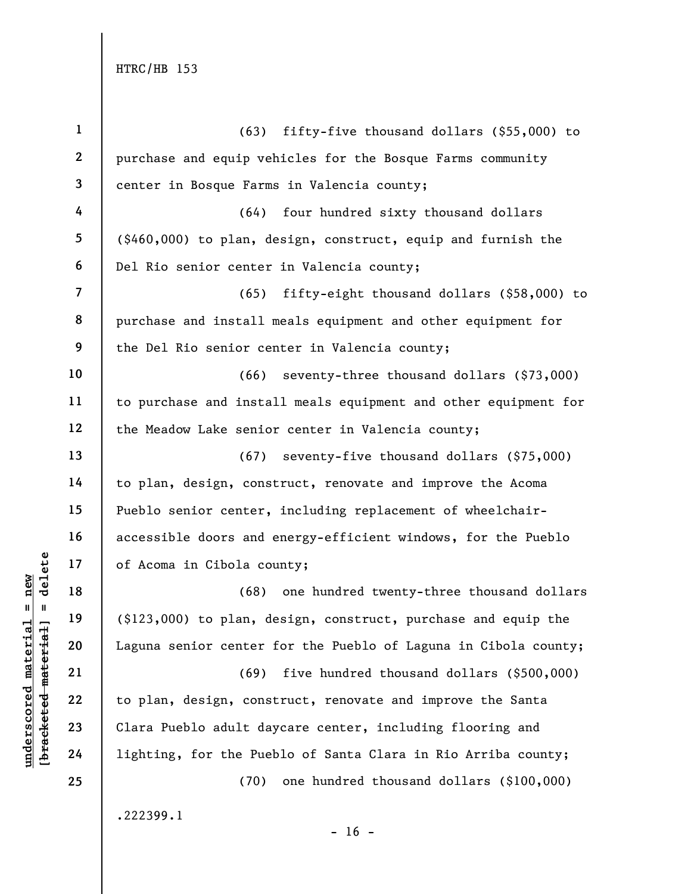(63) fifty-five thousand dollars ($55,000) to purchase and equip vehicles for the Bosque Farms community center in Bosque Farms in Valencia county;

(64) four hundred sixty thousand dollars ($460,000) to plan, design, construct, equip and furnish the Del Rio senior center in Valencia county;

(65) fifty-eight thousand dollars ($58,000) to purchase and install meals equipment and other equipment for the Del Rio senior center in Valencia county;

(66) seventy-three thousand dollars ($73,000) to purchase and install meals equipment and other equipment for the Meadow Lake senior center in Valencia county;

(67) seventy-five thousand dollars ($75,000) to plan, design, construct, renovate and improve the Acoma Pueblo senior center, including replacement of wheelchair-accessible doors and energy-efficient windows, for the Pueblo of Acoma in Cibola county;

(68) one hundred twenty-three thousand dollars ($123,000) to plan, design, construct, purchase and equip the Laguna senior center for the Pueblo of Laguna in Cibola county;

(69) five hundred thousand dollars ($500,000) to plan, design, construct, renovate and improve the Santa Clara Pueblo adult daycare center, including flooring and lighting, for the Pueblo of Santa Clara in Rio Arriba county;

(70) one hundred thousand dollars ($100,000)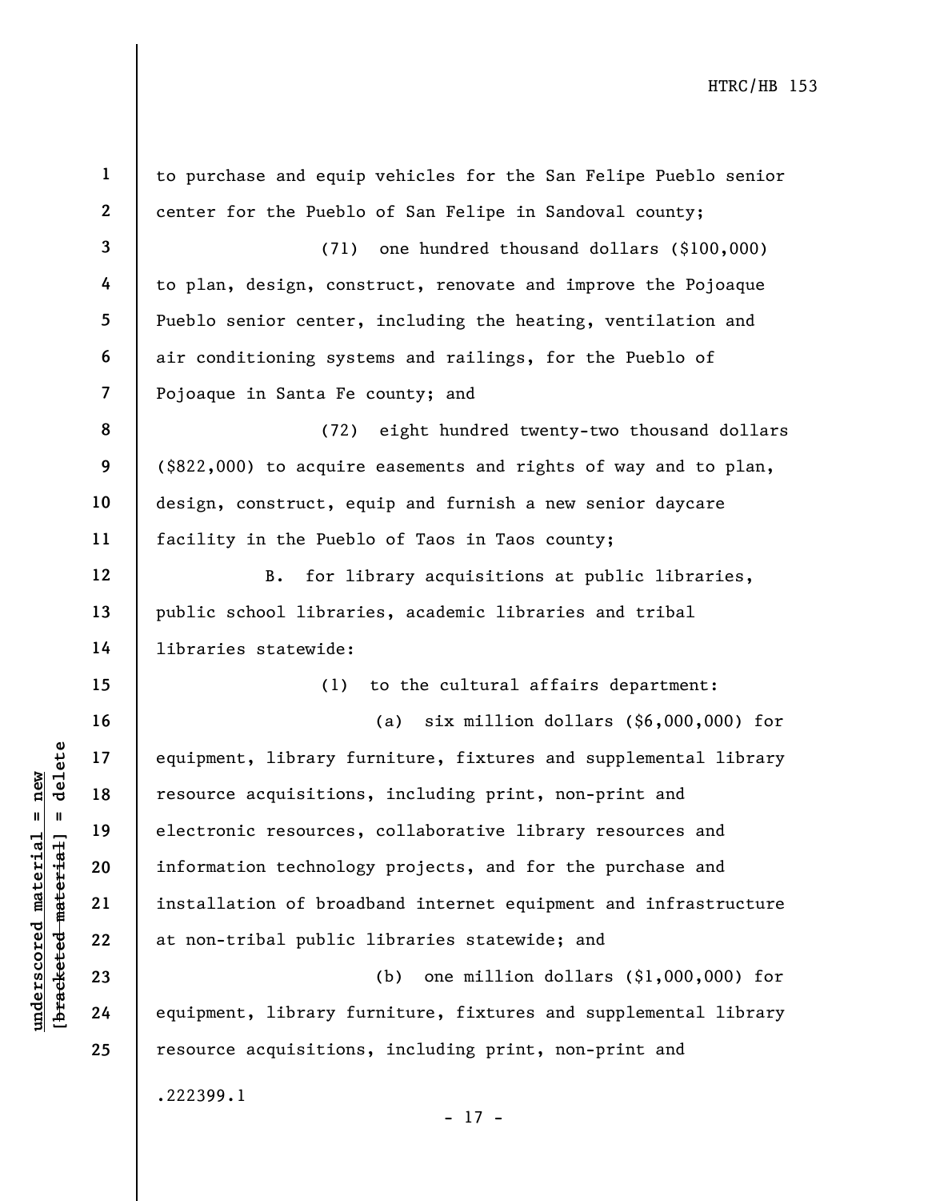to purchase and equip vehicles for the San Felipe Pueblo senior center for the Pueblo of San Felipe in Sandoval county;

(71) one hundred thousand dollars ($100,000) to plan, design, construct, renovate and improve the Pojoaque Pueblo senior center, including the heating, ventilation and air conditioning systems and railings, for the Pueblo of Pojoaque in Santa Fe county; and

(72) eight hundred twenty-two thousand dollars ($822,000) to acquire easements and rights of way and to plan, design, construct, equip and furnish a new senior daycare facility in the Pueblo of Taos in Taos county;

B. for library acquisitions at public libraries, public school libraries, academic libraries and tribal libraries statewide:

(1) to the cultural affairs department:

(a) six million dollars ($6,000,000) for equipment, library furniture, fixtures and supplemental library resource acquisitions, including print, non-print and electronic resources, collaborative library resources and information technology projects, and for the purchase and installation of broadband internet equipment and infrastructure at non-tribal public libraries statewide; and

(b) one million dollars ($1,000,000) for equipment, library furniture, fixtures and supplemental library resource acquisitions, including print, non-print and

.222399.1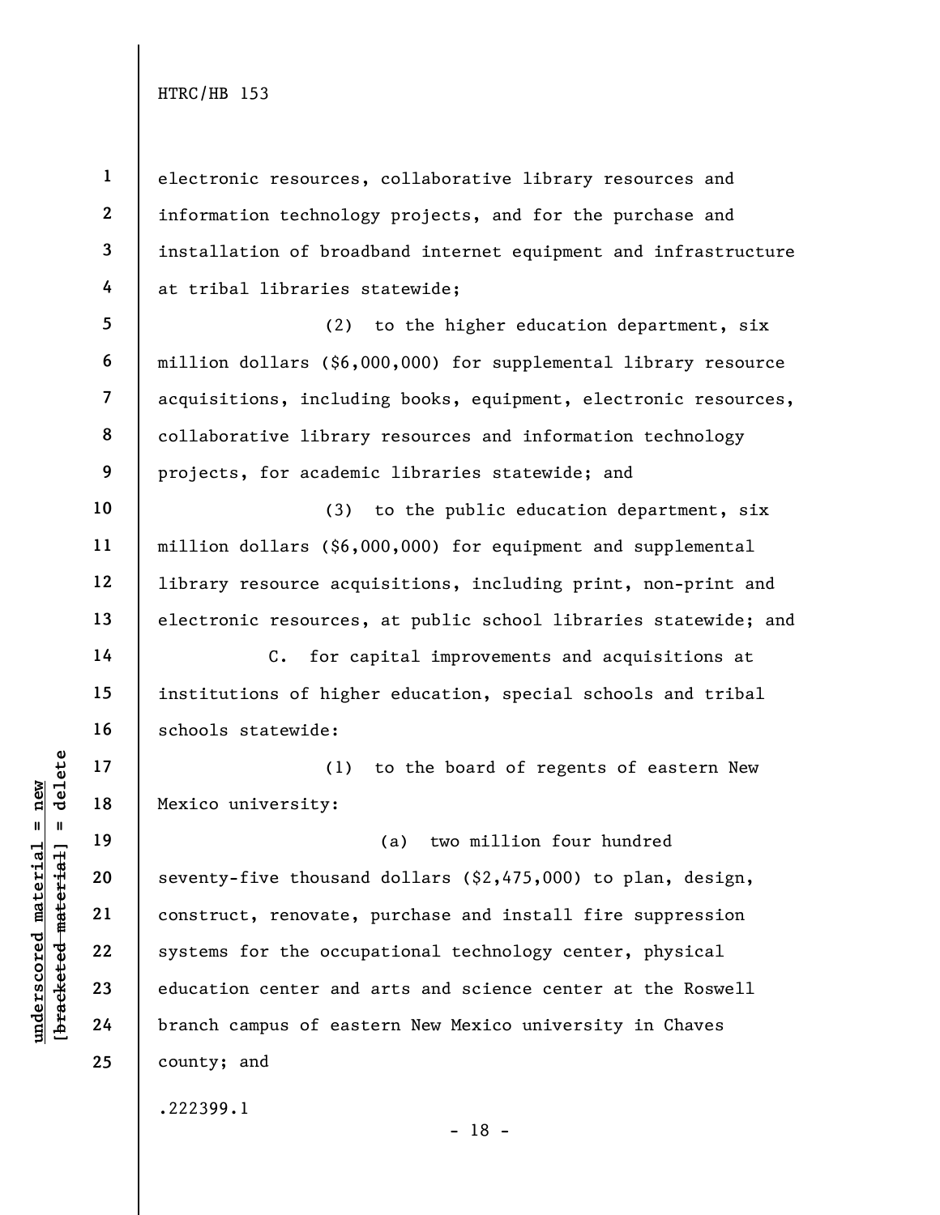electronic resources, collaborative library resources and information technology projects, and for the purchase and installation of broadband internet equipment and infrastructure at tribal libraries statewide;

(2) to the higher education department, six million dollars ($6,000,000) for supplemental library resource acquisitions, including books, equipment, electronic resources, collaborative library resources and information technology projects, for academic libraries statewide; and

(3) to the public education department, six million dollars ($6,000,000) for equipment and supplemental library resource acquisitions, including print, non-print and electronic resources, at public school libraries statewide; and

C. for capital improvements and acquisitions at institutions of higher education, special schools and tribal schools statewide:

(1) to the board of regents of eastern New Mexico university:

(a) two million four hundred seventy-five thousand dollars ($2,475,000) to plan, design, construct, renovate, purchase and install fire suppression systems for the occupational technology center, physical education center and arts and science center at the Roswell branch campus of eastern New Mexico university in Chaves county; and

.222399.1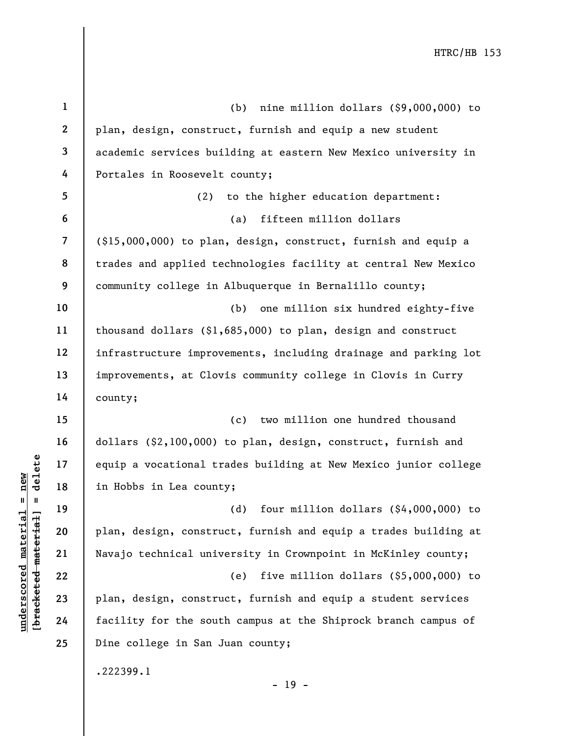(b) nine million dollars ($9,000,000) to plan, design, construct, furnish and equip a new student academic services building at eastern New Mexico university in Portales in Roosevelt county;

(2) to the higher education department:

(a) fifteen million dollars ($15,000,000) to plan, design, construct, furnish and equip a trades and applied technologies facility at central New Mexico community college in Albuquerque in Bernalillo county;

(b) one million six hundred eighty-five thousand dollars ($1,685,000) to plan, design and construct infrastructure improvements, including drainage and parking lot improvements, at Clovis community college in Clovis in Curry county;

(c) two million one hundred thousand dollars ($2,100,000) to plan, design, construct, furnish and equip a vocational trades building at New Mexico junior college in Hobbs in Lea county;

(d) four million dollars ($4,000,000) to plan, design, construct, furnish and equip a trades building at Navajo technical university in Crownpoint in McKinley county;

(e) five million dollars ($5,000,000) to plan, design, construct, furnish and equip a student services facility for the south campus at the Shiprock branch campus of Dine college in San Juan county;

.222399.1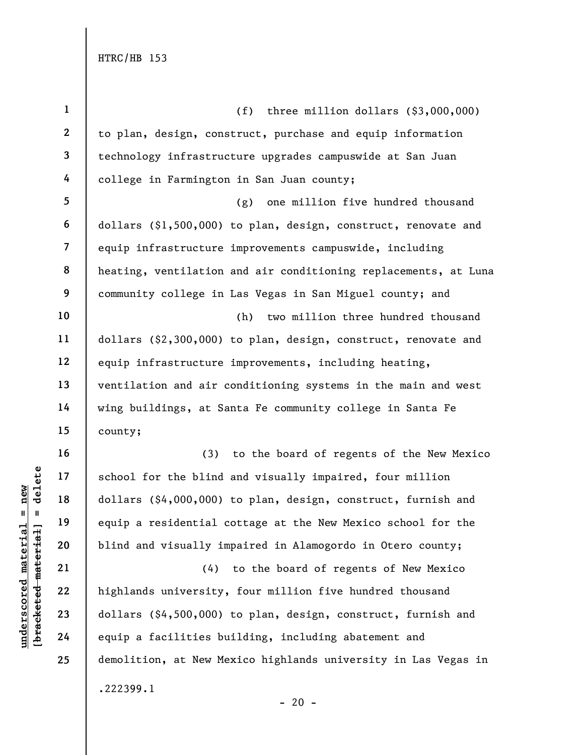(f) three million dollars ($3,000,000) to plan, design, construct, purchase and equip information technology infrastructure upgrades campuswide at San Juan college in Farmington in San Juan county;

(g) one million five hundred thousand dollars ($1,500,000) to plan, design, construct, renovate and equip infrastructure improvements campuswide, including heating, ventilation and air conditioning replacements, at Luna community college in Las Vegas in San Miguel county; and

(h) two million three hundred thousand dollars ($2,300,000) to plan, design, construct, renovate and equip infrastructure improvements, including heating, ventilation and air conditioning systems in the main and west wing buildings, at Santa Fe community college in Santa Fe county;

(3) to the board of regents of the New Mexico school for the blind and visually impaired, four million dollars ($4,000,000) to plan, design, construct, furnish and equip a residential cottage at the New Mexico school for the blind and visually impaired in Alamogordo in Otero county;

(4) to the board of regents of New Mexico highlands university, four million five hundred thousand dollars ($4,500,000) to plan, design, construct, furnish and equip a facilities building, including abatement and demolition, at New Mexico highlands university in Las Vegas in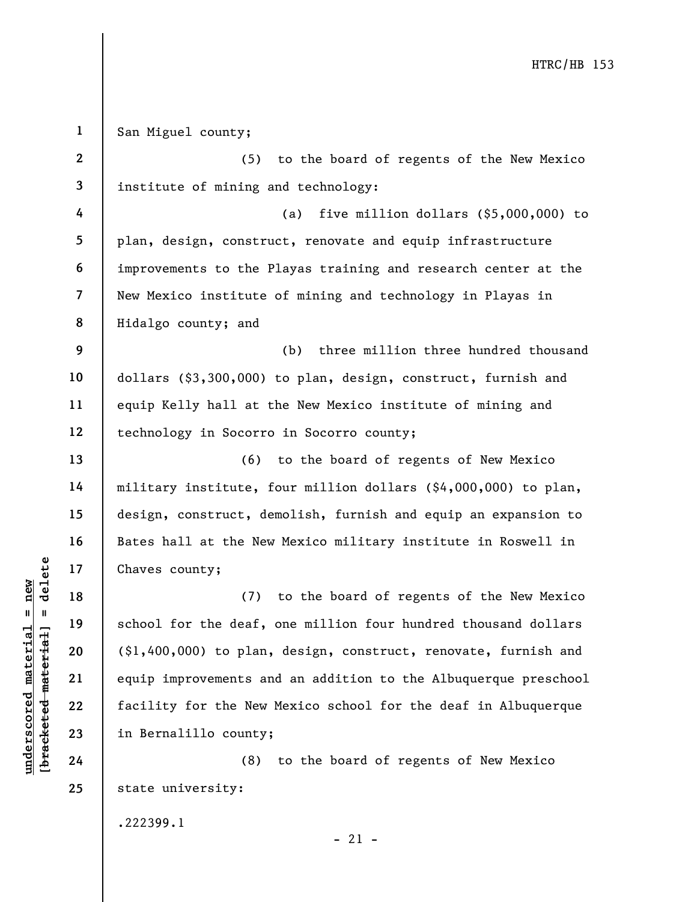San Miguel county;

(5) to the board of regents of the New Mexico institute of mining and technology:

(a) five million dollars ($5,000,000) to plan, design, construct, renovate and equip infrastructure improvements to the Playas training and research center at the New Mexico institute of mining and technology in Playas in Hidalgo county; and

(b) three million three hundred thousand dollars ($3,300,000) to plan, design, construct, furnish and equip Kelly hall at the New Mexico institute of mining and technology in Socorro in Socorro county;

(6) to the board of regents of New Mexico military institute, four million dollars ($4,000,000) to plan, design, construct, demolish, furnish and equip an expansion to Bates hall at the New Mexico military institute in Roswell in Chaves county;

(7) to the board of regents of the New Mexico school for the deaf, one million four hundred thousand dollars ($1,400,000) to plan, design, construct, renovate, furnish and equip improvements and an addition to the Albuquerque preschool facility for the New Mexico school for the deaf in Albuquerque in Bernalillo county;

(8) to the board of regents of New Mexico state university: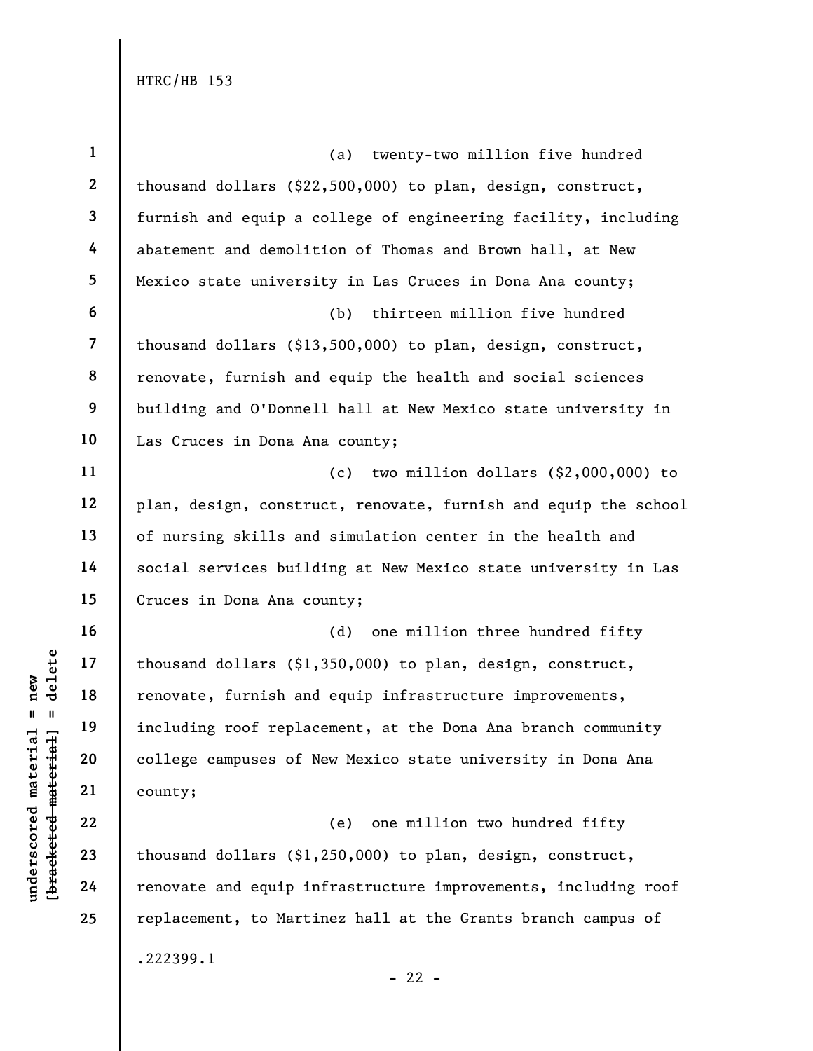(a) twenty-two million five hundred thousand dollars ($22,500,000) to plan, design, construct, furnish and equip a college of engineering facility, including abatement and demolition of Thomas and Brown hall, at New Mexico state university in Las Cruces in Dona Ana county;

(b) thirteen million five hundred thousand dollars ($13,500,000) to plan, design, construct, renovate, furnish and equip the health and social sciences building and O'Donnell hall at New Mexico state university in Las Cruces in Dona Ana county;

(c) two million dollars ($2,000,000) to plan, design, construct, renovate, furnish and equip the school of nursing skills and simulation center in the health and social services building at New Mexico state university in Las Cruces in Dona Ana county;

(d) one million three hundred fifty thousand dollars ($1,350,000) to plan, design, construct, renovate, furnish and equip infrastructure improvements, including roof replacement, at the Dona Ana branch community college campuses of New Mexico state university in Dona Ana county;

(e) one million two hundred fifty thousand dollars ($1,250,000) to plan, design, construct, renovate and equip infrastructure improvements, including roof replacement, to Martinez hall at the Grants branch campus of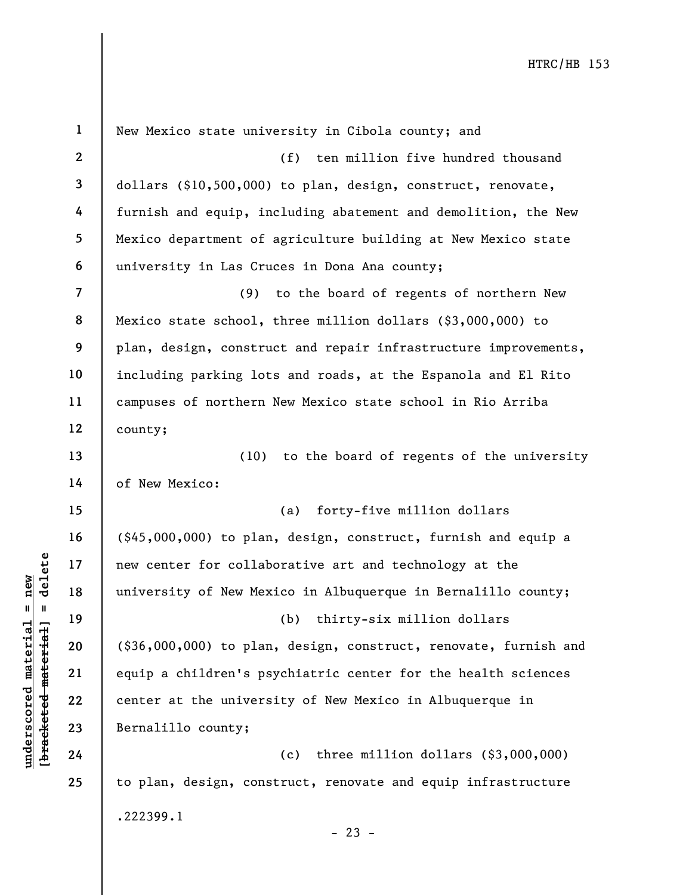New Mexico state university in Cibola county; and

(f) ten million five hundred thousand dollars ($10,500,000) to plan, design, construct, renovate, furnish and equip, including abatement and demolition, the New Mexico department of agriculture building at New Mexico state university in Las Cruces in Dona Ana county;

(9) to the board of regents of northern New Mexico state school, three million dollars ($3,000,000) to plan, design, construct and repair infrastructure improvements, including parking lots and roads, at the Espanola and El Rito campuses of northern New Mexico state school in Rio Arriba county;

(10) to the board of regents of the university of New Mexico:

(a) forty-five million dollars ($45,000,000) to plan, design, construct, furnish and equip a new center for collaborative art and technology at the university of New Mexico in Albuquerque in Bernalillo county;

(b) thirty-six million dollars ($36,000,000) to plan, design, construct, renovate, furnish and equip a children's psychiatric center for the health sciences center at the university of New Mexico in Albuquerque in Bernalillo county;

(c) three million dollars ($3,000,000) to plan, design, construct, renovate and equip infrastructure

.222399.1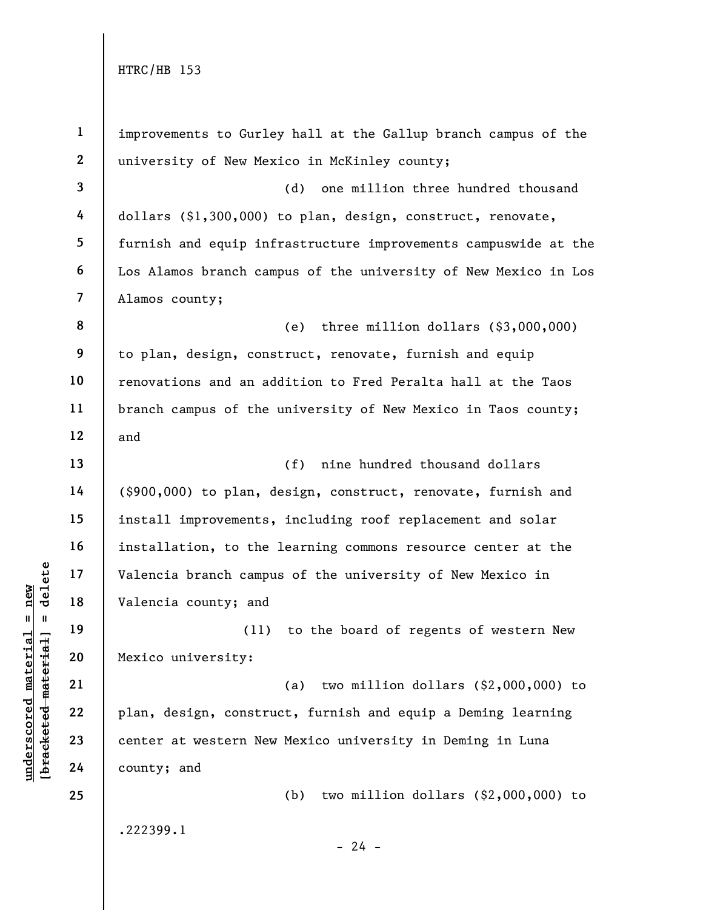improvements to Gurley hall at the Gallup branch campus of the university of New Mexico in McKinley county;

(d) one million three hundred thousand dollars ($1,300,000) to plan, design, construct, renovate, furnish and equip infrastructure improvements campuswide at the Los Alamos branch campus of the university of New Mexico in Los Alamos county;

(e) three million dollars ($3,000,000) to plan, design, construct, renovate, furnish and equip renovations and an addition to Fred Peralta hall at the Taos branch campus of the university of New Mexico in Taos county; and

(f) nine hundred thousand dollars ($900,000) to plan, design, construct, renovate, furnish and install improvements, including roof replacement and solar installation, to the learning commons resource center at the Valencia branch campus of the university of New Mexico in Valencia county; and

(11) to the board of regents of western New Mexico university:

(a) two million dollars ($2,000,000) to plan, design, construct, furnish and equip a Deming learning center at western New Mexico university in Deming in Luna county; and

(b) two million dollars ($2,000,000) to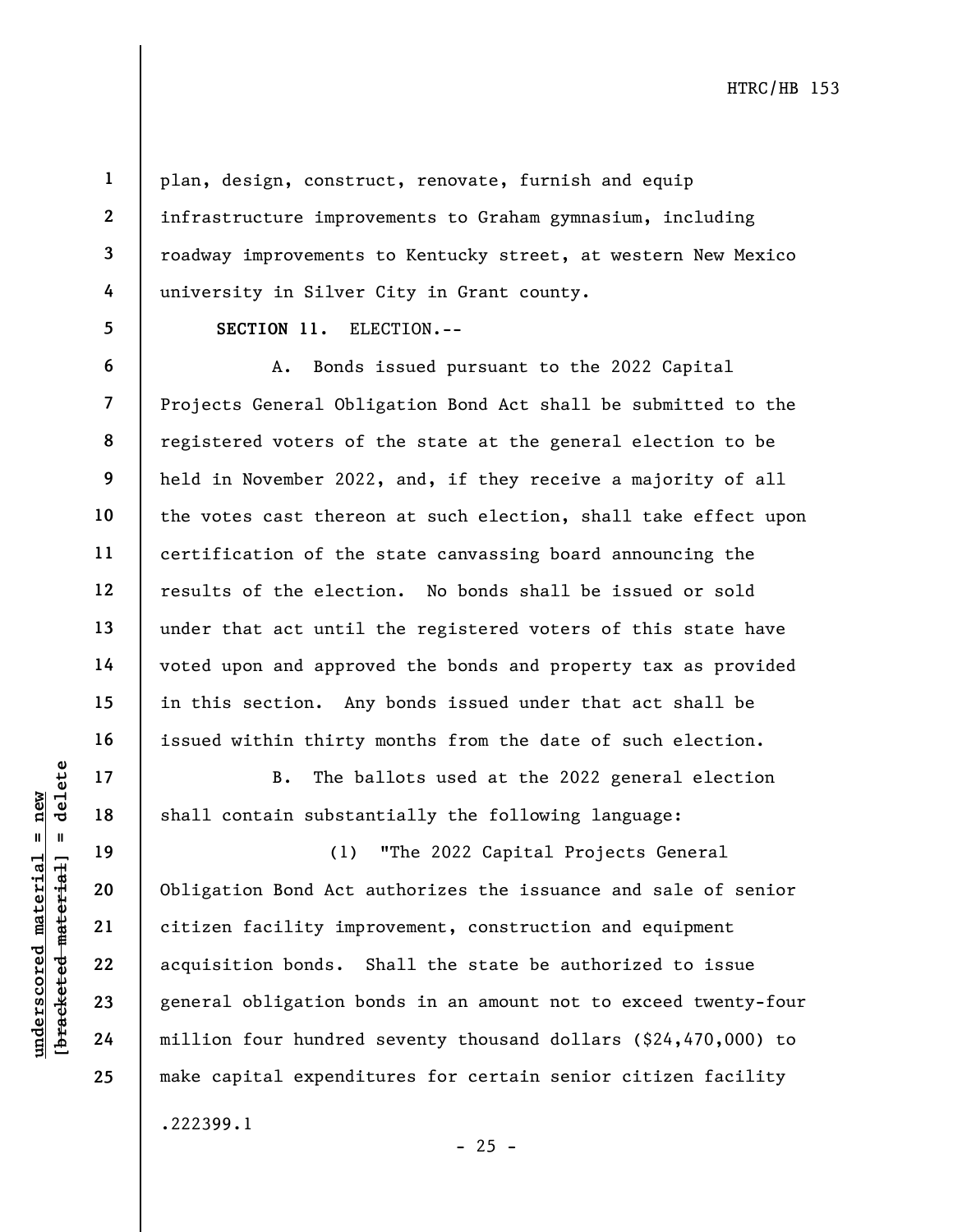plan, design, construct, renovate, furnish and equip infrastructure improvements to Graham gymnasium, including roadway improvements to Kentucky street, at western New Mexico university in Silver City in Grant county.

**SECTION 11.** ELECTION.--

A. Bonds issued pursuant to the 2022 Capital Projects General Obligation Bond Act shall be submitted to the registered voters of the state at the general election to be held in November 2022, and, if they receive a majority of all the votes cast thereon at such election, shall take effect upon certification of the state canvassing board announcing the results of the election. No bonds shall be issued or sold under that act until the registered voters of this state have voted upon and approved the bonds and property tax as provided in this section. Any bonds issued under that act shall be issued within thirty months from the date of such election.

B. The ballots used at the 2022 general election shall contain substantially the following language:

(1) "The 2022 Capital Projects General Obligation Bond Act authorizes the issuance and sale of senior citizen facility improvement, construction and equipment acquisition bonds. Shall the state be authorized to issue general obligation bonds in an amount not to exceed twenty-four million four hundred seventy thousand dollars ($24,470,000) to make capital expenditures for certain senior citizen facility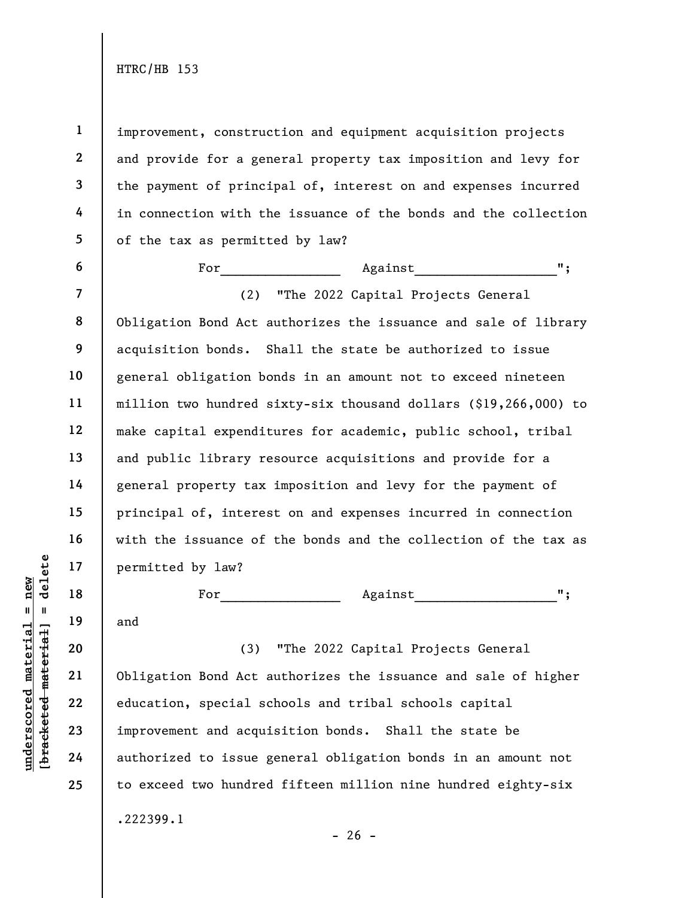improvement, construction and equipment acquisition projects and provide for a general property tax imposition and levy for the payment of principal of, interest on and expenses incurred in connection with the issuance of the bonds and the collection of the tax as permitted by law?

For________________ Against___________________";

(2) "The 2022 Capital Projects General Obligation Bond Act authorizes the issuance and sale of library acquisition bonds. Shall the state be authorized to issue general obligation bonds in an amount not to exceed nineteen million two hundred sixty-six thousand dollars ($19,266,000) to make capital expenditures for academic, public school, tribal and public library resource acquisitions and provide for a general property tax imposition and levy for the payment of principal of, interest on and expenses incurred in connection with the issuance of the bonds and the collection of the tax as permitted by law?

For________________ Against___________________";

and

(3) "The 2022 Capital Projects General Obligation Bond Act authorizes the issuance and sale of higher education, special schools and tribal schools capital improvement and acquisition bonds. Shall the state be authorized to issue general obligation bonds in an amount not to exceed two hundred fifteen million nine hundred eighty-six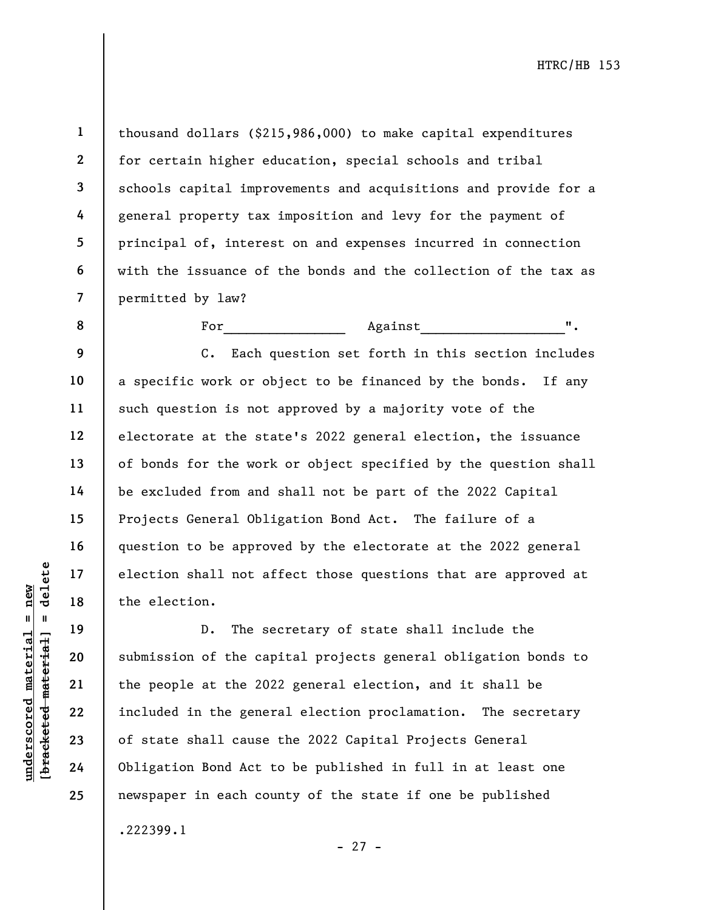thousand dollars ($215,986,000) to make capital expenditures for certain higher education, special schools and tribal schools capital improvements and acquisitions and provide for a general property tax imposition and levy for the payment of principal of, interest on and expenses incurred in connection with the issuance of the bonds and the collection of the tax as permitted by law?

For________________ Against___________________".

C. Each question set forth in this section includes a specific work or object to be financed by the bonds. If any such question is not approved by a majority vote of the electorate at the state's 2022 general election, the issuance of bonds for the work or object specified by the question shall be excluded from and shall not be part of the 2022 Capital Projects General Obligation Bond Act. The failure of a question to be approved by the electorate at the 2022 general election shall not affect those questions that are approved at the election.

D. The secretary of state shall include the submission of the capital projects general obligation bonds to the people at the 2022 general election, and it shall be included in the general election proclamation. The secretary of state shall cause the 2022 Capital Projects General Obligation Bond Act to be published in full in at least one newspaper in each county of the state if one be published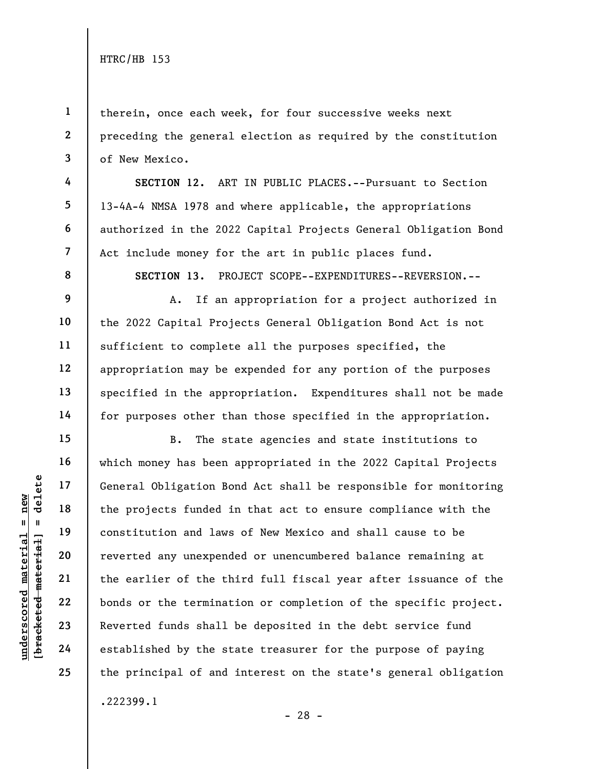therein, once each week, for four successive weeks next preceding the general election as required by the constitution of New Mexico.

**SECTION 12.** ART IN PUBLIC PLACES.--Pursuant to Section 13-4A-4 NMSA 1978 and where applicable, the appropriations authorized in the 2022 Capital Projects General Obligation Bond Act include money for the art in public places fund.

**SECTION 13.** PROJECT SCOPE--EXPENDITURES--REVERSION.--

A. If an appropriation for a project authorized in the 2022 Capital Projects General Obligation Bond Act is not sufficient to complete all the purposes specified, the appropriation may be expended for any portion of the purposes specified in the appropriation. Expenditures shall not be made for purposes other than those specified in the appropriation.

B. The state agencies and state institutions to which money has been appropriated in the 2022 Capital Projects General Obligation Bond Act shall be responsible for monitoring the projects funded in that act to ensure compliance with the constitution and laws of New Mexico and shall cause to be reverted any unexpended or unencumbered balance remaining at the earlier of the third full fiscal year after issuance of the bonds or the termination or completion of the specific project. Reverted funds shall be deposited in the debt service fund established by the state treasurer for the purpose of paying the principal of and interest on the state's general obligation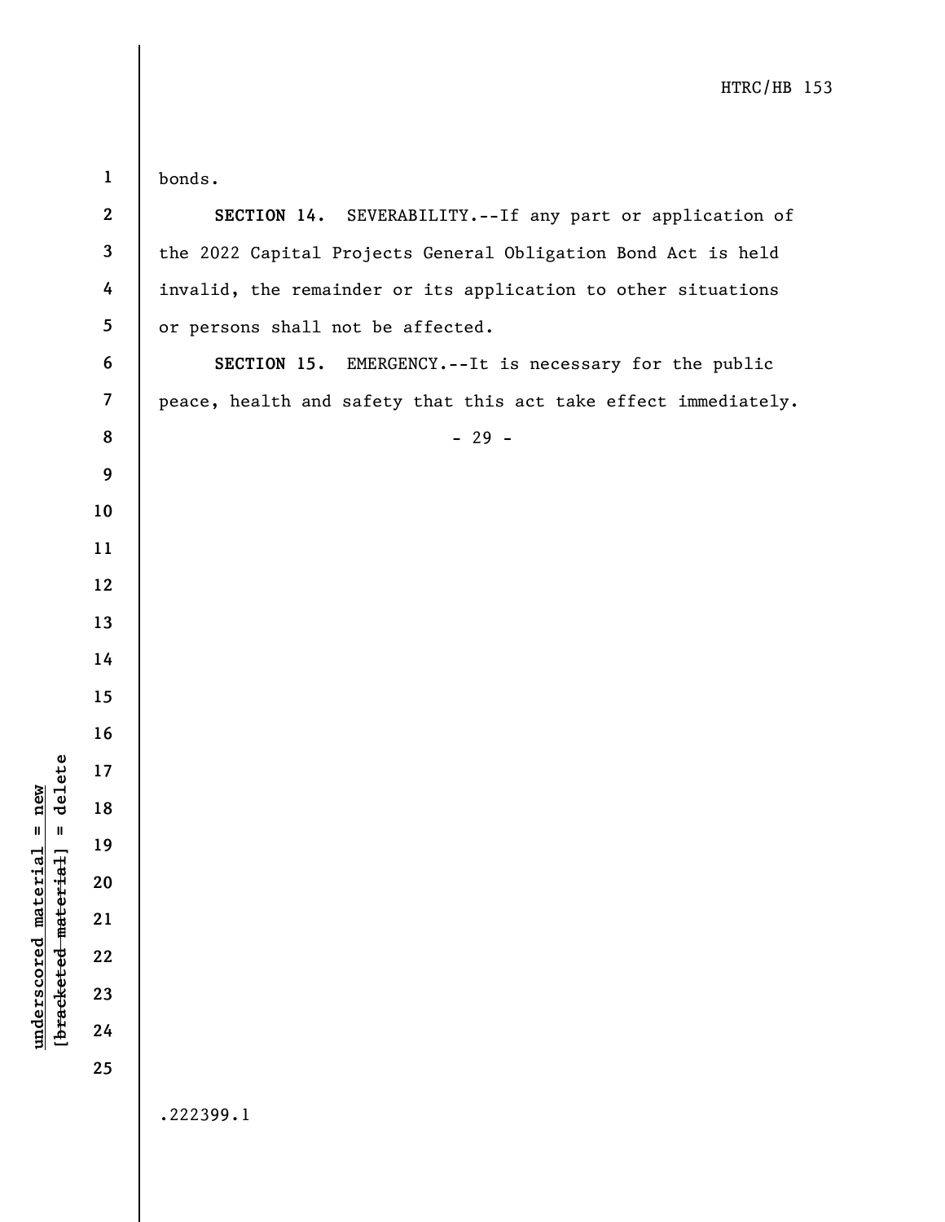bonds.

**SECTION 14.** SEVERABILITY.--If any part or application of the 2022 Capital Projects General Obligation Bond Act is held invalid, the remainder or its application to other situations or persons shall not be affected.

**SECTION 15.** EMERGENCY.--It is necessary for the public peace, health and safety that this act take effect immediately.

.222399.1